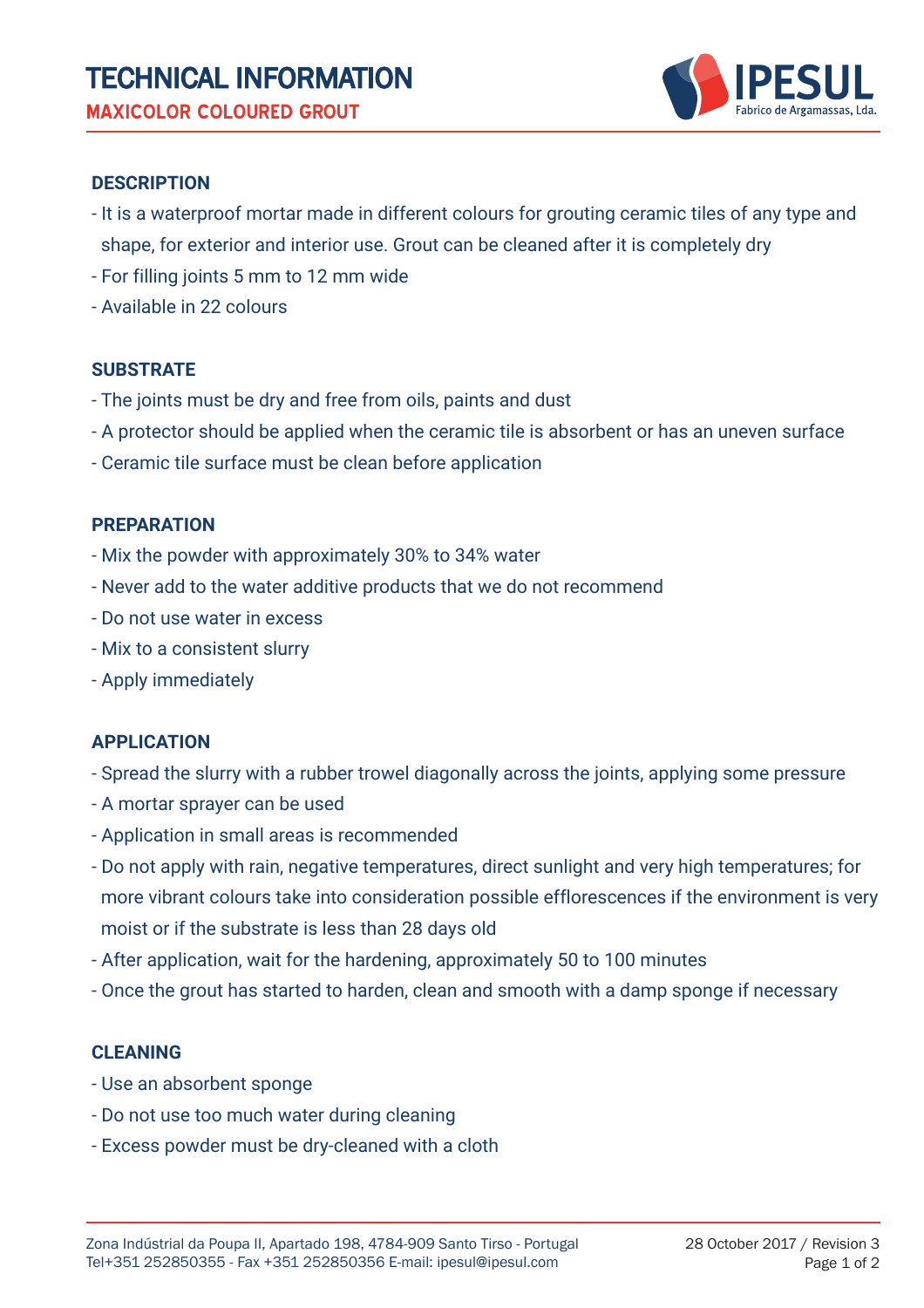# TECHNICAL INFORMATION

## MAXICOLOR COLOURED GROUT

### DESCRIPTION

- It is a waterproof mortar made in different colours for grouting ceramic tiles of any type and shape, for exterior and interior use. Grout can be cleaned after it is completely dry
- For filling joints 5 mm to 12 mm wide
- Available in 22 colours

### SUBSTRATE

- The joints must be dry and free from oils, paints and dust
- A protector should be applied when the ceramic tile is absorbent or has an uneven surface
- Ceramic tile surface must be clean before application

### PREPARATION

- Mix the powder with approximately 30% to 34% water
- Never add to the water additive products that we do not recommend
- Do not use water in excess
- Mix to a consistent slurry
- Apply immediately

### APPLICATION

- Spread the slurry with a rubber trowel diagonally across the joints, applying some pressure
- A mortar sprayer can be used
- Application in small areas is recommended
- Do not apply with rain, negative temperatures, direct sunlight and very high temperatures; for more vibrant colours take into consideration possible efflorescences if the environment is very moist or if the substrate is less than 28 days old
- After application, wait for the hardening, approximately 50 to 100 minutes
- Once the grout has started to harden, clean and smooth with a damp sponge if necessary

### CLEANING

- Use an absorbent sponge
- Do not use too much water during cleaning
- Excess powder must be dry-cleaned with a cloth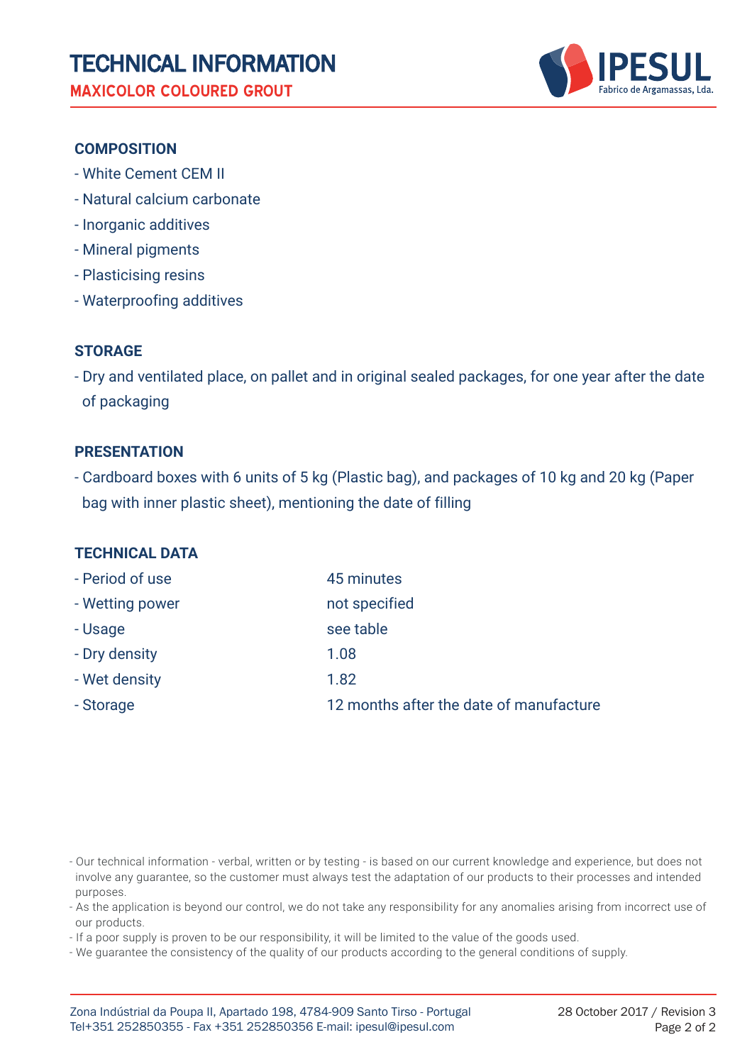# TECHNICAL INFORMATION

## MAXICOLOR COLOURED GROUT

### COMPOSITION

- White Cement CEM II
- Natural calcium carbonate
- Inorganic additives
- Mineral pigments
- Plasticising resins
- Waterproofing additives

### STORAGE

- Dry and ventilated place, on pallet and in original sealed packages, for one year after the date of packaging

### PRESENTATION

- Cardboard boxes with 6 units of 5 kg (Plastic bag), and packages of 10 kg and 20 kg (Paper bag with inner plastic sheet), mentioning the date of filling

### TECHNICAL DATA

| | |
|---|---|
| - Period of use | 45 minutes |
| - Wetting power | not specified |
| - Usage | see table |
| - Dry density | 1.08 |
| - Wet density | 1.82 |
| - Storage | 12 months after the date of manufacture |

- Our technical information - verbal, written or by testing - is based on our current knowledge and experience, but does not involve any guarantee, so the customer must always test the adaptation of our products to their processes and intended purposes.
- As the application is beyond our control, we do not take any responsibility for any anomalies arising from incorrect use of our products.
- If a poor supply is proven to be our responsibility, it will be limited to the value of the goods used.
- We guarantee the consistency of the quality of our products according to the general conditions of supply.

Zona Indústrial da Poupa II, Apartado 198, 4784-909 Santo Tirso - Portugal
Tel+351 252850355 - Fax +351 252850356 E-mail: ipesul@ipesul.com

28 October 2017 / Revision 3